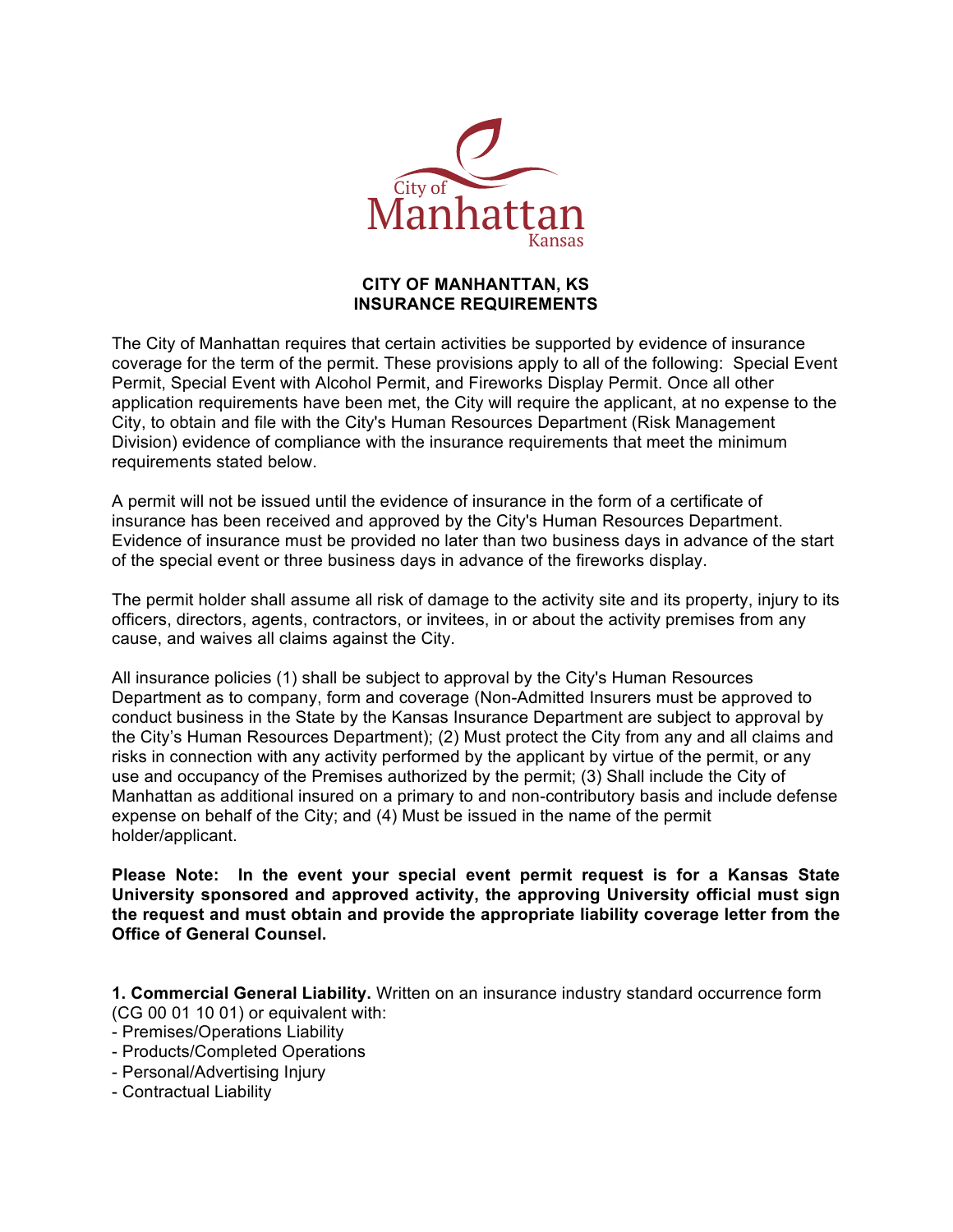City of Manhattan Kansas

**CITY OF MANHANTTAN, KS**
**INSURANCE REQUIREMENTS**

The City of Manhattan requires that certain activities be supported by evidence of insurance coverage for the term of the permit. These provisions apply to all of the following: Special Event Permit, Special Event with Alcohol Permit, and Fireworks Display Permit. Once all other application requirements have been met, the City will require the applicant, at no expense to the City, to obtain and file with the City's Human Resources Department (Risk Management Division) evidence of compliance with the insurance requirements that meet the minimum requirements stated below.

A permit will not be issued until the evidence of insurance in the form of a certificate of insurance has been received and approved by the City's Human Resources Department. Evidence of insurance must be provided no later than two business days in advance of the start of the special event or three business days in advance of the fireworks display.

The permit holder shall assume all risk of damage to the activity site and its property, injury to its officers, directors, agents, contractors, or invitees, in or about the activity premises from any cause, and waives all claims against the City.

All insurance policies (1) shall be subject to approval by the City's Human Resources Department as to company, form and coverage (Non-Admitted Insurers must be approved to conduct business in the State by the Kansas Insurance Department are subject to approval by the City's Human Resources Department); (2) Must protect the City from any and all claims and risks in connection with any activity performed by the applicant by virtue of the permit, or any use and occupancy of the Premises authorized by the permit; (3) Shall include the City of Manhattan as additional insured on a primary to and non-contributory basis and include defense expense on behalf of the City; and (4) Must be issued in the name of the permit holder/applicant.

**Please Note: In the event your special event permit request is for a Kansas State University sponsored and approved activity, the approving University official must sign the request and must obtain and provide the appropriate liability coverage letter from the Office of General Counsel.**

**1. Commercial General Liability.** Written on an insurance industry standard occurrence form (CG 00 01 10 01) or equivalent with:
- Premises/Operations Liability
- Products/Completed Operations
- Personal/Advertising Injury
- Contractual Liability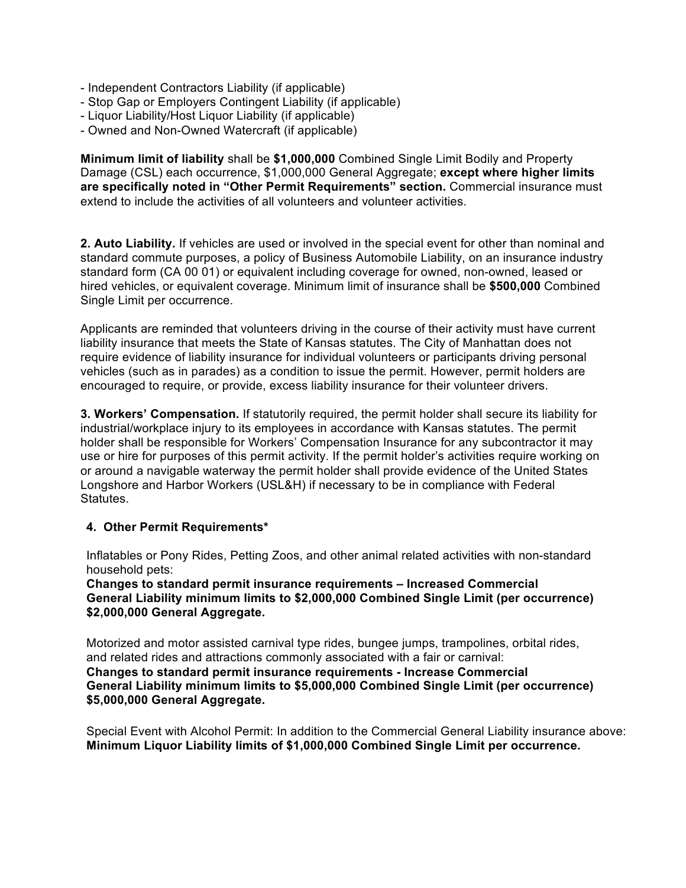- Independent Contractors Liability (if applicable)
- Stop Gap or Employers Contingent Liability (if applicable)
- Liquor Liability/Host Liquor Liability (if applicable)
- Owned and Non-Owned Watercraft (if applicable)

**Minimum limit of liability** shall be **$1,000,000** Combined Single Limit Bodily and Property Damage (CSL) each occurrence, $1,000,000 General Aggregate; **except where higher limits are specifically noted in "Other Permit Requirements" section.** Commercial insurance must extend to include the activities of all volunteers and volunteer activities.

**2. Auto Liability.** If vehicles are used or involved in the special event for other than nominal and standard commute purposes, a policy of Business Automobile Liability, on an insurance industry standard form (CA 00 01) or equivalent including coverage for owned, non-owned, leased or hired vehicles, or equivalent coverage. Minimum limit of insurance shall be **$500,000** Combined Single Limit per occurrence.

Applicants are reminded that volunteers driving in the course of their activity must have current liability insurance that meets the State of Kansas statutes. The City of Manhattan does not require evidence of liability insurance for individual volunteers or participants driving personal vehicles (such as in parades) as a condition to issue the permit. However, permit holders are encouraged to require, or provide, excess liability insurance for their volunteer drivers.

**3. Workers' Compensation.** If statutorily required, the permit holder shall secure its liability for industrial/workplace injury to its employees in accordance with Kansas statutes. The permit holder shall be responsible for Workers' Compensation Insurance for any subcontractor it may use or hire for purposes of this permit activity. If the permit holder's activities require working on or around a navigable waterway the permit holder shall provide evidence of the United States Longshore and Harbor Workers (USL&H) if necessary to be in compliance with Federal Statutes.

**4. Other Permit Requirements***

Inflatables or Pony Rides, Petting Zoos, and other animal related activities with non-standard household pets:
**Changes to standard permit insurance requirements – Increased Commercial General Liability minimum limits to $2,000,000 Combined Single Limit (per occurrence) $2,000,000 General Aggregate.**

Motorized and motor assisted carnival type rides, bungee jumps, trampolines, orbital rides, and related rides and attractions commonly associated with a fair or carnival:
**Changes to standard permit insurance requirements - Increase Commercial General Liability minimum limits to $5,000,000 Combined Single Limit (per occurrence) $5,000,000 General Aggregate.**

Special Event with Alcohol Permit: In addition to the Commercial General Liability insurance above:
**Minimum Liquor Liability limits of $1,000,000 Combined Single Limit per occurrence.**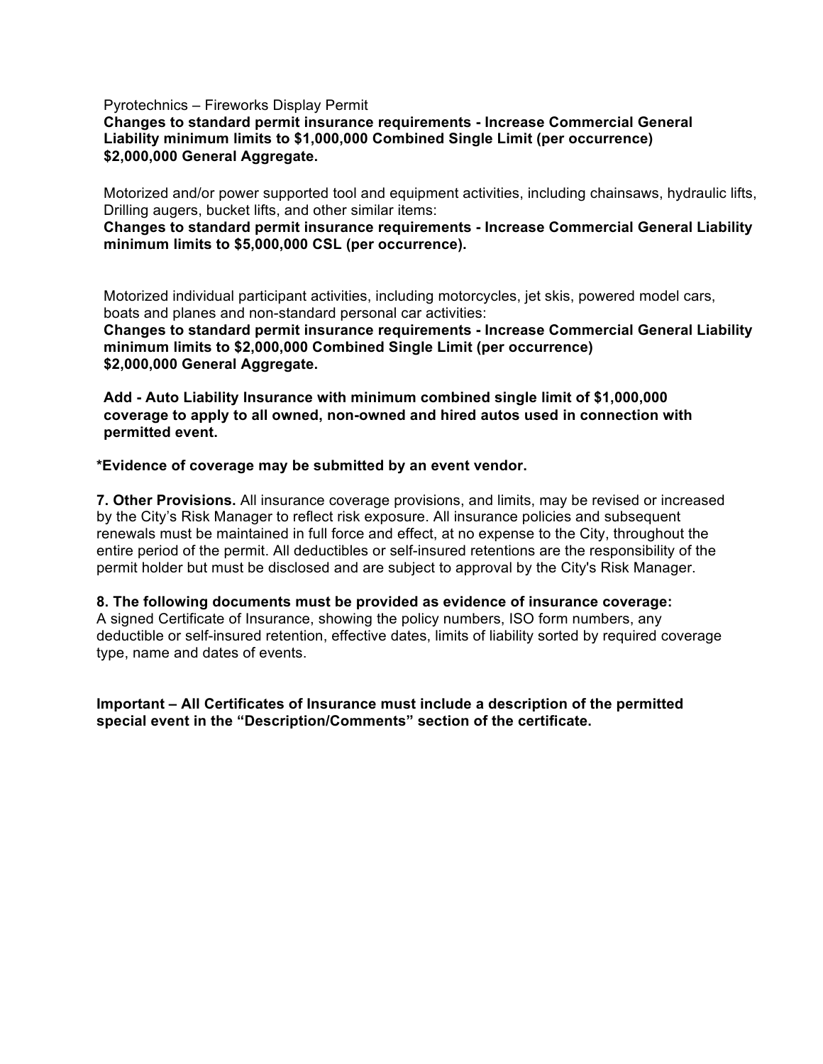Pyrotechnics – Fireworks Display Permit
**Changes to standard permit insurance requirements - Increase Commercial General Liability minimum limits to $1,000,000 Combined Single Limit (per occurrence) $2,000,000 General Aggregate.**

Motorized and/or power supported tool and equipment activities, including chainsaws, hydraulic lifts, Drilling augers, bucket lifts, and other similar items:
**Changes to standard permit insurance requirements - Increase Commercial General Liability minimum limits to $5,000,000 CSL (per occurrence).**

Motorized individual participant activities, including motorcycles, jet skis, powered model cars, boats and planes and non-standard personal car activities:
**Changes to standard permit insurance requirements - Increase Commercial General Liability minimum limits to $2,000,000 Combined Single Limit (per occurrence) $2,000,000 General Aggregate.**

**Add - Auto Liability Insurance with minimum combined single limit of $1,000,000 coverage to apply to all owned, non-owned and hired autos used in connection with permitted event.**

**\*Evidence of coverage may be submitted by an event vendor.**

**7. Other Provisions.** All insurance coverage provisions, and limits, may be revised or increased by the City's Risk Manager to reflect risk exposure. All insurance policies and subsequent renewals must be maintained in full force and effect, at no expense to the City, throughout the entire period of the permit. All deductibles or self-insured retentions are the responsibility of the permit holder but must be disclosed and are subject to approval by the City's Risk Manager.

**8. The following documents must be provided as evidence of insurance coverage:**
A signed Certificate of Insurance, showing the policy numbers, ISO form numbers, any deductible or self-insured retention, effective dates, limits of liability sorted by required coverage type, name and dates of events.

**Important – All Certificates of Insurance must include a description of the permitted special event in the "Description/Comments" section of the certificate.**